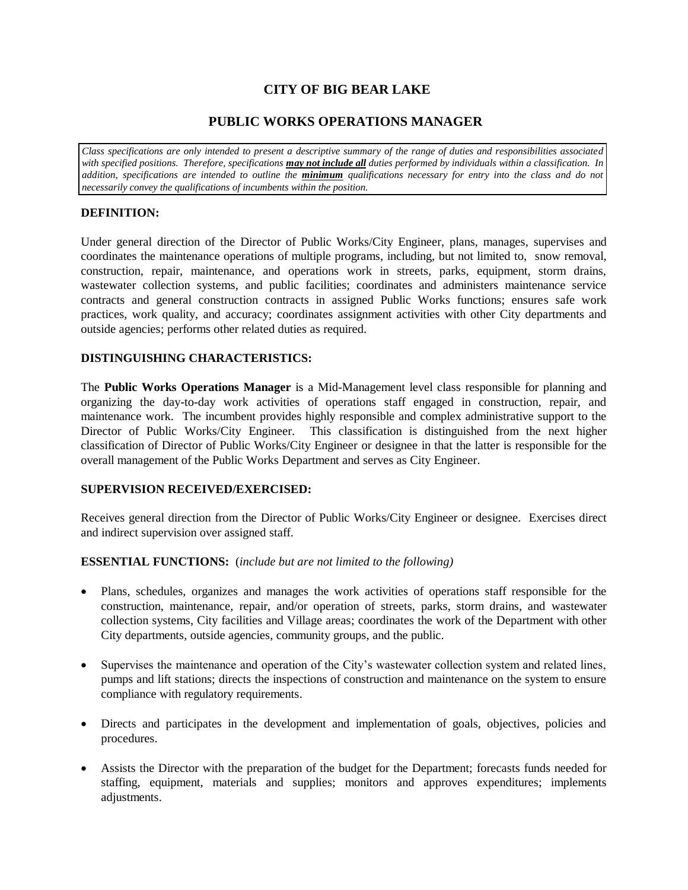# CITY OF BIG BEAR LAKE

## PUBLIC WORKS OPERATIONS MANAGER

*Class specifications are only intended to present a descriptive summary of the range of duties and responsibilities associated with specified positions. Therefore, specifications* ***may not include all*** *duties performed by individuals within a classification. In addition, specifications are intended to outline the* ***minimum*** *qualifications necessary for entry into the class and do not necessarily convey the qualifications of incumbents within the position.*

### DEFINITION:

Under general direction of the Director of Public Works/City Engineer, plans, manages, supervises and coordinates the maintenance operations of multiple programs, including, but not limited to, snow removal, construction, repair, maintenance, and operations work in streets, parks, equipment, storm drains, wastewater collection systems, and public facilities; coordinates and administers maintenance service contracts and general construction contracts in assigned Public Works functions; ensures safe work practices, work quality, and accuracy; coordinates assignment activities with other City departments and outside agencies; performs other related duties as required.

### DISTINGUISHING CHARACTERISTICS:

The **Public Works Operations Manager** is a Mid-Management level class responsible for planning and organizing the day-to-day work activities of operations staff engaged in construction, repair, and maintenance work. The incumbent provides highly responsible and complex administrative support to the Director of Public Works/City Engineer. This classification is distinguished from the next higher classification of Director of Public Works/City Engineer or designee in that the latter is responsible for the overall management of the Public Works Department and serves as City Engineer.

### SUPERVISION RECEIVED/EXERCISED:

Receives general direction from the Director of Public Works/City Engineer or designee. Exercises direct and indirect supervision over assigned staff.

### ESSENTIAL FUNCTIONS: (*include but are not limited to the following)*

- Plans, schedules, organizes and manages the work activities of operations staff responsible for the construction, maintenance, repair, and/or operation of streets, parks, storm drains, and wastewater collection systems, City facilities and Village areas; coordinates the work of the Department with other City departments, outside agencies, community groups, and the public.
- Supervises the maintenance and operation of the City's wastewater collection system and related lines, pumps and lift stations; directs the inspections of construction and maintenance on the system to ensure compliance with regulatory requirements.
- Directs and participates in the development and implementation of goals, objectives, policies and procedures.
- Assists the Director with the preparation of the budget for the Department; forecasts funds needed for staffing, equipment, materials and supplies; monitors and approves expenditures; implements adjustments.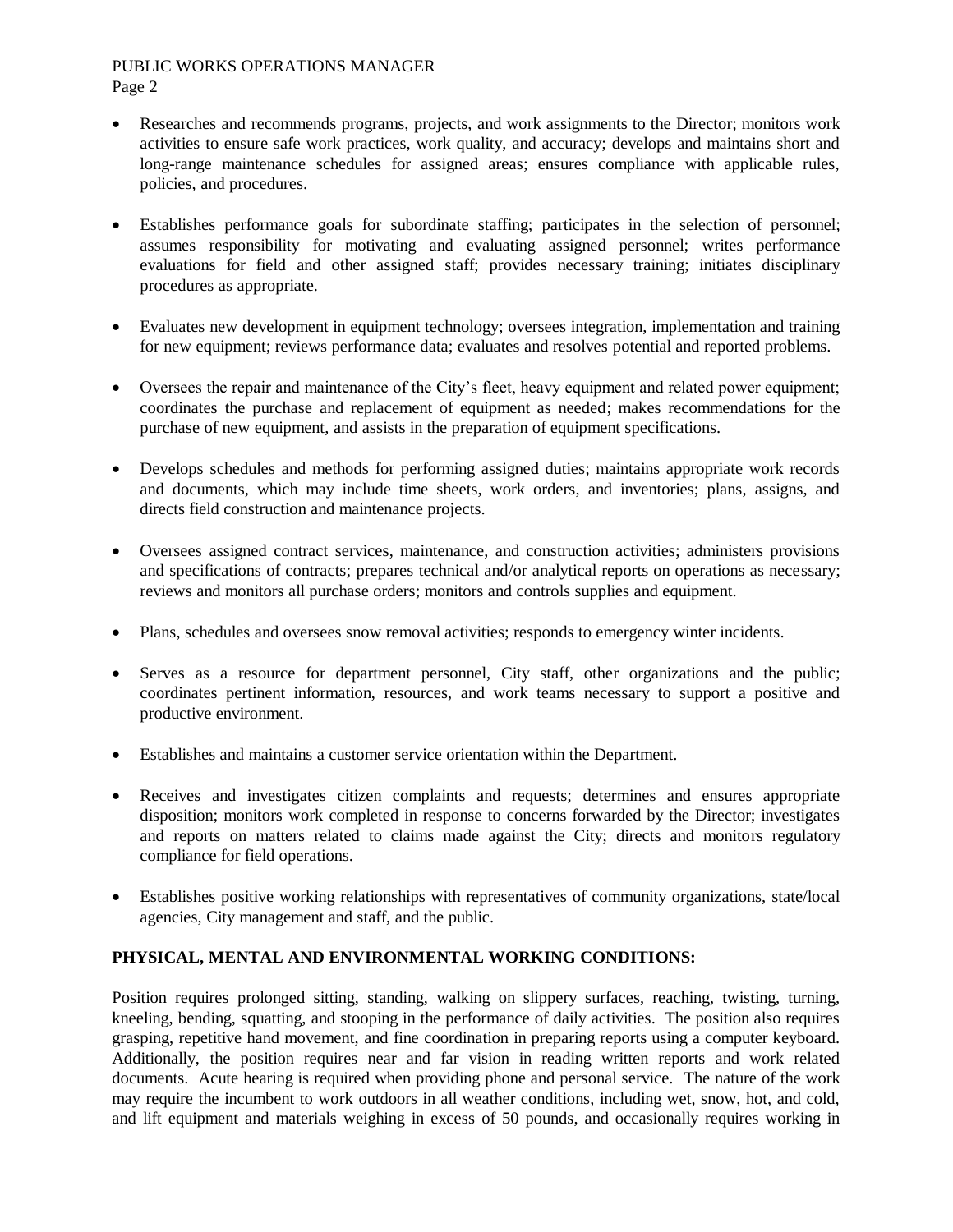- Researches and recommends programs, projects, and work assignments to the Director; monitors work activities to ensure safe work practices, work quality, and accuracy; develops and maintains short and long-range maintenance schedules for assigned areas; ensures compliance with applicable rules, policies, and procedures.

- Establishes performance goals for subordinate staffing; participates in the selection of personnel; assumes responsibility for motivating and evaluating assigned personnel; writes performance evaluations for field and other assigned staff; provides necessary training; initiates disciplinary procedures as appropriate.

- Evaluates new development in equipment technology; oversees integration, implementation and training for new equipment; reviews performance data; evaluates and resolves potential and reported problems.

- Oversees the repair and maintenance of the City's fleet, heavy equipment and related power equipment; coordinates the purchase and replacement of equipment as needed; makes recommendations for the purchase of new equipment, and assists in the preparation of equipment specifications.

- Develops schedules and methods for performing assigned duties; maintains appropriate work records and documents, which may include time sheets, work orders, and inventories; plans, assigns, and directs field construction and maintenance projects.

- Oversees assigned contract services, maintenance, and construction activities; administers provisions and specifications of contracts; prepares technical and/or analytical reports on operations as necessary; reviews and monitors all purchase orders; monitors and controls supplies and equipment.

- Plans, schedules and oversees snow removal activities; responds to emergency winter incidents.

- Serves as a resource for department personnel, City staff, other organizations and the public; coordinates pertinent information, resources, and work teams necessary to support a positive and productive environment.

- Establishes and maintains a customer service orientation within the Department.

- Receives and investigates citizen complaints and requests; determines and ensures appropriate disposition; monitors work completed in response to concerns forwarded by the Director; investigates and reports on matters related to claims made against the City; directs and monitors regulatory compliance for field operations.

- Establishes positive working relationships with representatives of community organizations, state/local agencies, City management and staff, and the public.

**PHYSICAL, MENTAL AND ENVIRONMENTAL WORKING CONDITIONS:**

Position requires prolonged sitting, standing, walking on slippery surfaces, reaching, twisting, turning, kneeling, bending, squatting, and stooping in the performance of daily activities. The position also requires grasping, repetitive hand movement, and fine coordination in preparing reports using a computer keyboard. Additionally, the position requires near and far vision in reading written reports and work related documents. Acute hearing is required when providing phone and personal service. The nature of the work may require the incumbent to work outdoors in all weather conditions, including wet, snow, hot, and cold, and lift equipment and materials weighing in excess of 50 pounds, and occasionally requires working in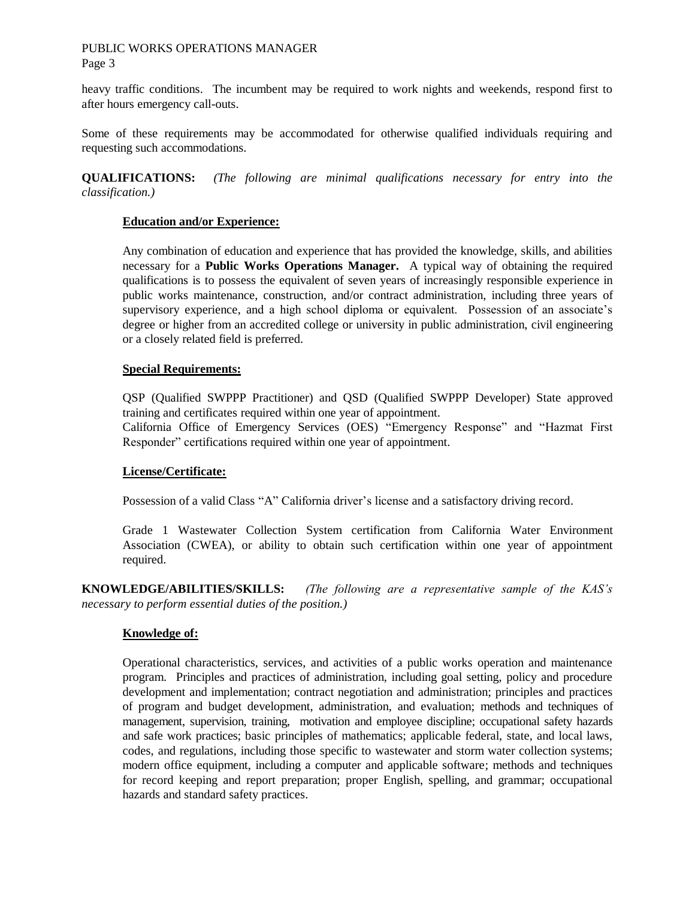heavy traffic conditions. The incumbent may be required to work nights and weekends, respond first to after hours emergency call-outs.

Some of these requirements may be accommodated for otherwise qualified individuals requiring and requesting such accommodations.

**QUALIFICATIONS:** *(The following are minimal qualifications necessary for entry into the classification.)*

**Education and/or Experience:**

Any combination of education and experience that has provided the knowledge, skills, and abilities necessary for a **Public Works Operations Manager.** A typical way of obtaining the required qualifications is to possess the equivalent of seven years of increasingly responsible experience in public works maintenance, construction, and/or contract administration, including three years of supervisory experience, and a high school diploma or equivalent. Possession of an associate's degree or higher from an accredited college or university in public administration, civil engineering or a closely related field is preferred.

**Special Requirements:**

QSP (Qualified SWPPP Practitioner) and QSD (Qualified SWPPP Developer) State approved training and certificates required within one year of appointment.
California Office of Emergency Services (OES) "Emergency Response" and "Hazmat First Responder" certifications required within one year of appointment.

**License/Certificate:**

Possession of a valid Class "A" California driver's license and a satisfactory driving record.

Grade 1 Wastewater Collection System certification from California Water Environment Association (CWEA), or ability to obtain such certification within one year of appointment required.

**KNOWLEDGE/ABILITIES/SKILLS:** *(The following are a representative sample of the KAS's necessary to perform essential duties of the position.)*

**Knowledge of:**

Operational characteristics, services, and activities of a public works operation and maintenance program. Principles and practices of administration, including goal setting, policy and procedure development and implementation; contract negotiation and administration; principles and practices of program and budget development, administration, and evaluation; methods and techniques of management, supervision, training, motivation and employee discipline; occupational safety hazards and safe work practices; basic principles of mathematics; applicable federal, state, and local laws, codes, and regulations, including those specific to wastewater and storm water collection systems; modern office equipment, including a computer and applicable software; methods and techniques for record keeping and report preparation; proper English, spelling, and grammar; occupational hazards and standard safety practices.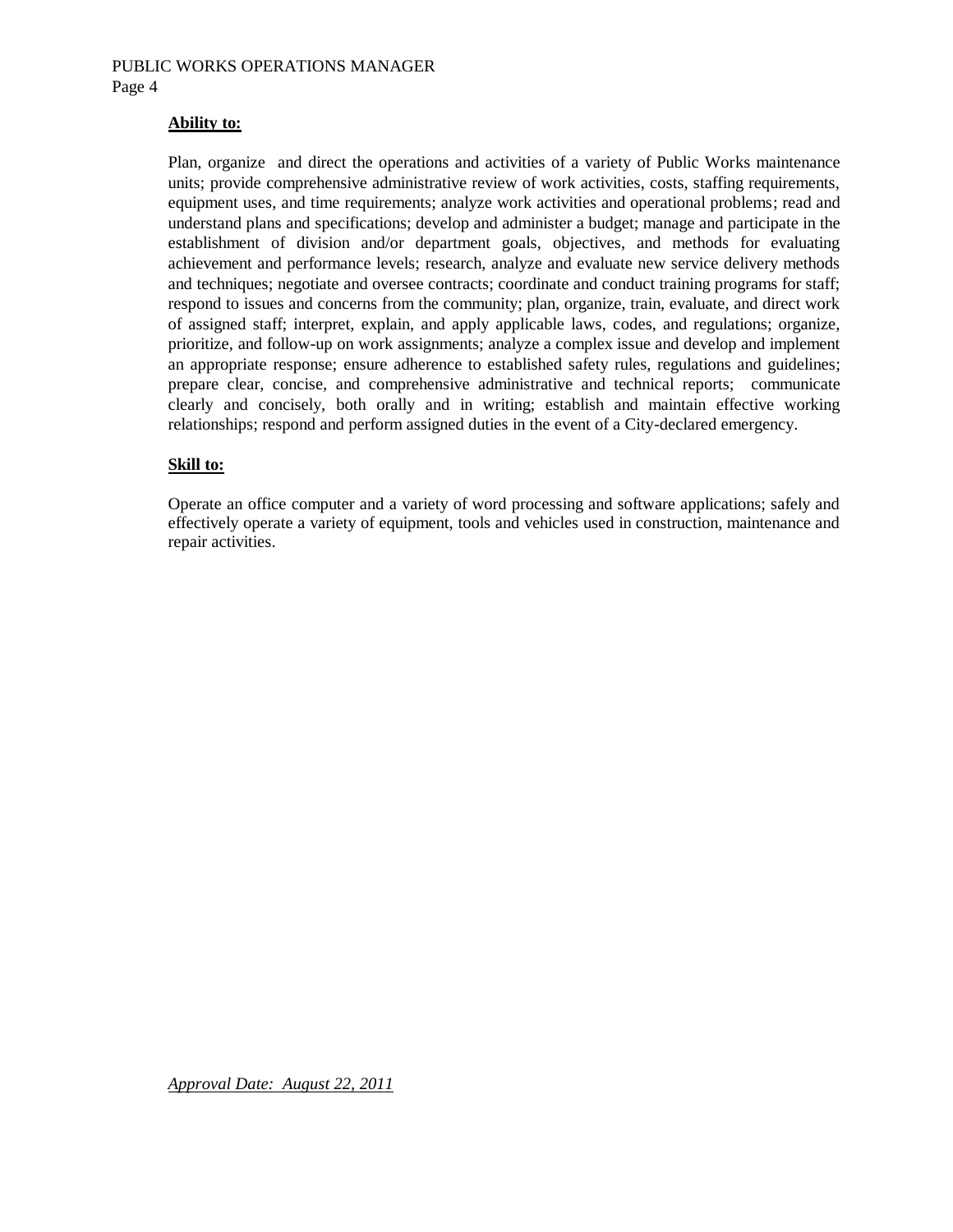**Ability to:**

Plan, organize and direct the operations and activities of a variety of Public Works maintenance units; provide comprehensive administrative review of work activities, costs, staffing requirements, equipment uses, and time requirements; analyze work activities and operational problems; read and understand plans and specifications; develop and administer a budget; manage and participate in the establishment of division and/or department goals, objectives, and methods for evaluating achievement and performance levels; research, analyze and evaluate new service delivery methods and techniques; negotiate and oversee contracts; coordinate and conduct training programs for staff; respond to issues and concerns from the community; plan, organize, train, evaluate, and direct work of assigned staff; interpret, explain, and apply applicable laws, codes, and regulations; organize, prioritize, and follow-up on work assignments; analyze a complex issue and develop and implement an appropriate response; ensure adherence to established safety rules, regulations and guidelines; prepare clear, concise, and comprehensive administrative and technical reports; communicate clearly and concisely, both orally and in writing; establish and maintain effective working relationships; respond and perform assigned duties in the event of a City-declared emergency.

**Skill to:**

Operate an office computer and a variety of word processing and software applications; safely and effectively operate a variety of equipment, tools and vehicles used in construction, maintenance and repair activities.

*Approval Date: August 22, 2011*